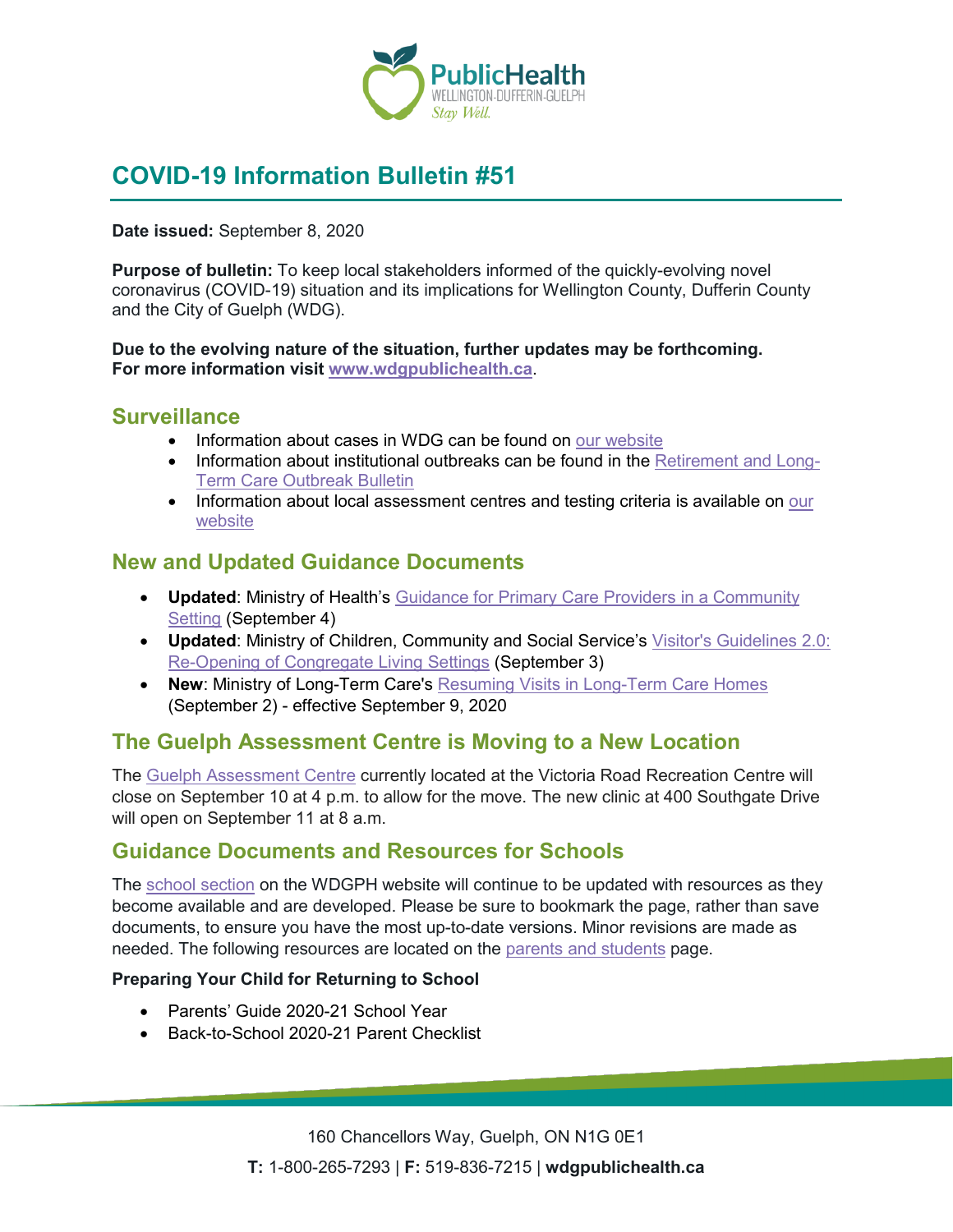# COVID-19 Information Bulletin #51

**Date issued:** September 8, 2020

**Purpose of bulletin:** To keep local stakeholders informed of the quickly-evolving novel coronavirus (COVID-19) situation and its implications for Wellington County, Dufferin County and the City of Guelph (WDG).

**Due to the evolving nature of the situation, further updates may be forthcoming. For more information visit www.wdgpublichealth.ca.**

## Surveillance

- Information about cases in WDG can be found on our website
- Information about institutional outbreaks can be found in the Retirement and Long-Term Care Outbreak Bulletin
- Information about local assessment centres and testing criteria is available on our website

## New and Updated Guidance Documents

- **Updated**: Ministry of Health's Guidance for Primary Care Providers in a Community Setting (September 4)
- **Updated**: Ministry of Children, Community and Social Service's Visitor's Guidelines 2.0: Re-Opening of Congregate Living Settings (September 3)
- **New**: Ministry of Long-Term Care's Resuming Visits in Long-Term Care Homes (September 2) - effective September 9, 2020

## The Guelph Assessment Centre is Moving to a New Location

The Guelph Assessment Centre currently located at the Victoria Road Recreation Centre will close on September 10 at 4 p.m. to allow for the move. The new clinic at 400 Southgate Drive will open on September 11 at 8 a.m.

## Guidance Documents and Resources for Schools

The school section on the WDGPH website will continue to be updated with resources as they become available and are developed. Please be sure to bookmark the page, rather than save documents, to ensure you have the most up-to-date versions. Minor revisions are made as needed. The following resources are located on the parents and students page.

**Preparing Your Child for Returning to School**

- Parents' Guide 2020-21 School Year
- Back-to-School 2020-21 Parent Checklist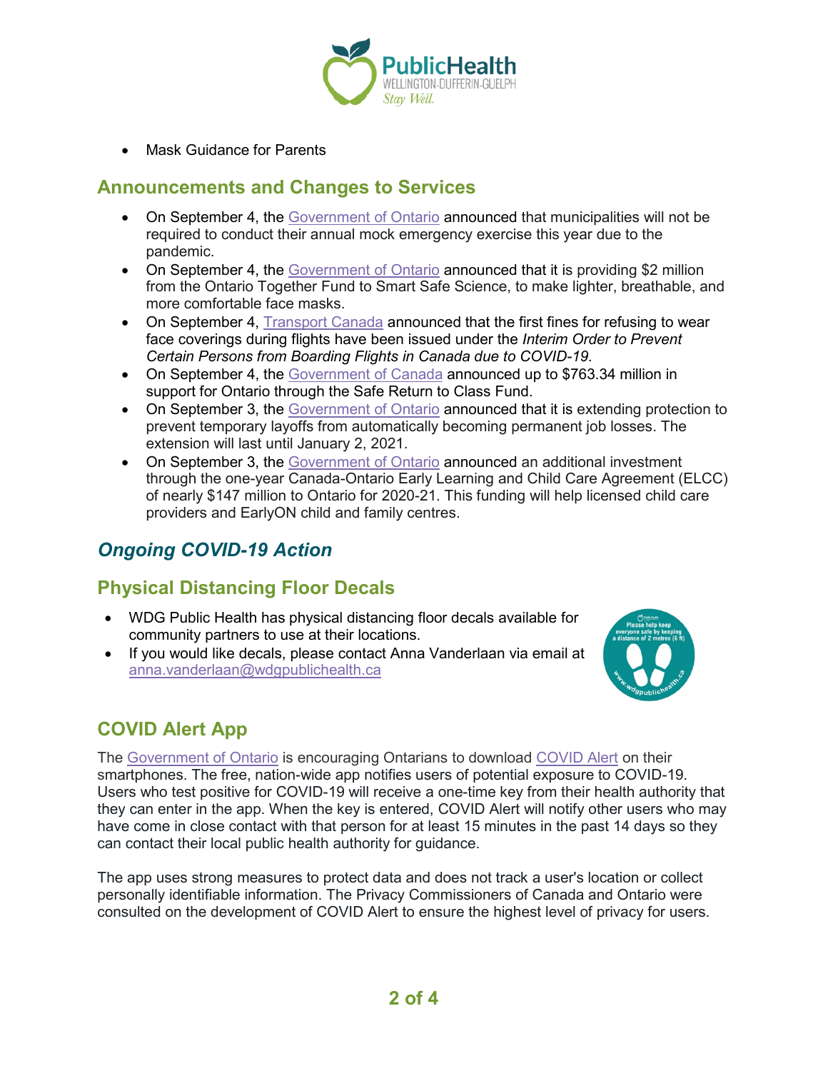- Mask Guidance for Parents

## Announcements and Changes to Services

- On September 4, the Government of Ontario announced that municipalities will not be required to conduct their annual mock emergency exercise this year due to the pandemic.
- On September 4, the Government of Ontario announced that it is providing $2 million from the Ontario Together Fund to Smart Safe Science, to make lighter, breathable, and more comfortable face masks.
- On September 4, Transport Canada announced that the first fines for refusing to wear face coverings during flights have been issued under the *Interim Order to Prevent Certain Persons from Boarding Flights in Canada due to COVID-19.*
- On September 4, the Government of Canada announced up to $763.34 million in support for Ontario through the Safe Return to Class Fund.
- On September 3, the Government of Ontario announced that it is extending protection to prevent temporary layoffs from automatically becoming permanent job losses. The extension will last until January 2, 2021.
- On September 3, the Government of Ontario announced an additional investment through the one-year Canada-Ontario Early Learning and Child Care Agreement (ELCC) of nearly $147 million to Ontario for 2020-21. This funding will help licensed child care providers and EarlyON child and family centres.

# *Ongoing COVID-19 Action*

## Physical Distancing Floor Decals

- WDG Public Health has physical distancing floor decals available for community partners to use at their locations.
- If you would like decals, please contact Anna Vanderlaan via email at anna.vanderlaan@wdgpublichealth.ca

## COVID Alert App

The Government of Ontario is encouraging Ontarians to download COVID Alert on their smartphones. The free, nation-wide app notifies users of potential exposure to COVID-19. Users who test positive for COVID-19 will receive a one-time key from their health authority that they can enter in the app. When the key is entered, COVID Alert will notify other users who may have come in close contact with that person for at least 15 minutes in the past 14 days so they can contact their local public health authority for guidance.

The app uses strong measures to protect data and does not track a user's location or collect personally identifiable information. The Privacy Commissioners of Canada and Ontario were consulted on the development of COVID Alert to ensure the highest level of privacy for users.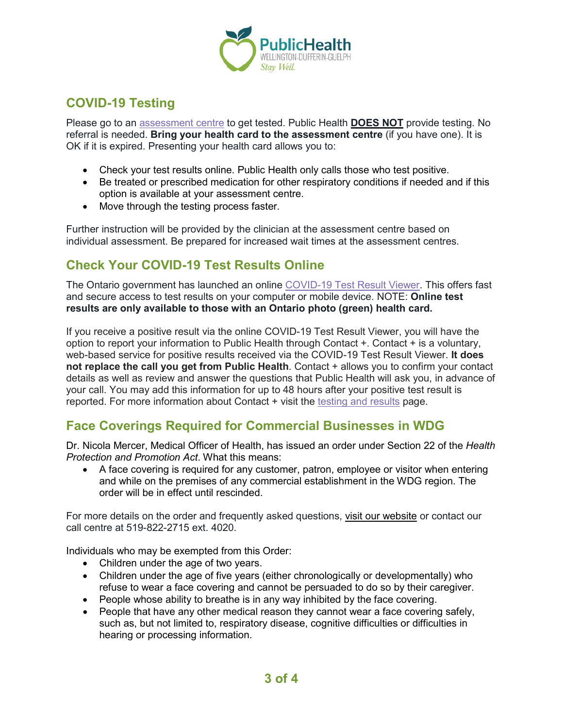## COVID-19 Testing

Please go to an assessment centre to get tested. Public Health **DOES NOT** provide testing. No referral is needed. **Bring your health card to the assessment centre** (if you have one). It is OK if it is expired. Presenting your health card allows you to:

- Check your test results online. Public Health only calls those who test positive.
- Be treated or prescribed medication for other respiratory conditions if needed and if this option is available at your assessment centre.
- Move through the testing process faster.

Further instruction will be provided by the clinician at the assessment centre based on individual assessment. Be prepared for increased wait times at the assessment centres.

## Check Your COVID-19 Test Results Online

The Ontario government has launched an online COVID-19 Test Result Viewer. This offers fast and secure access to test results on your computer or mobile device. NOTE: **Online test results are only available to those with an Ontario photo (green) health card.**

If you receive a positive result via the online COVID-19 Test Result Viewer, you will have the option to report your information to Public Health through Contact +. Contact + is a voluntary, web-based service for positive results received via the COVID-19 Test Result Viewer. **It does not replace the call you get from Public Health**. Contact + allows you to confirm your contact details as well as review and answer the questions that Public Health will ask you, in advance of your call. You may add this information for up to 48 hours after your positive test result is reported. For more information about Contact + visit the testing and results page.

## Face Coverings Required for Commercial Businesses in WDG

Dr. Nicola Mercer, Medical Officer of Health, has issued an order under Section 22 of the *Health Protection and Promotion Act*. What this means:

- A face covering is required for any customer, patron, employee or visitor when entering and while on the premises of any commercial establishment in the WDG region. The order will be in effect until rescinded.

For more details on the order and frequently asked questions, visit our website or contact our call centre at 519-822-2715 ext. 4020.

Individuals who may be exempted from this Order:

- Children under the age of two years.
- Children under the age of five years (either chronologically or developmentally) who refuse to wear a face covering and cannot be persuaded to do so by their caregiver.
- People whose ability to breathe is in any way inhibited by the face covering.
- People that have any other medical reason they cannot wear a face covering safely, such as, but not limited to, respiratory disease, cognitive difficulties or difficulties in hearing or processing information.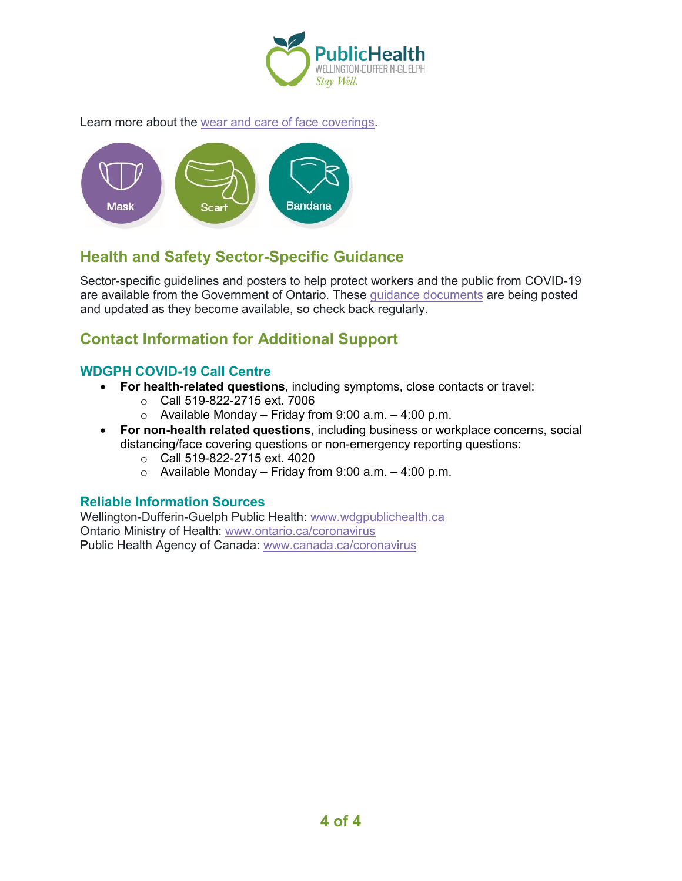Learn more about the wear and care of face coverings.

Mask

Scarf

Bandana

## Health and Safety Sector-Specific Guidance

Sector-specific guidelines and posters to help protect workers and the public from COVID-19 are available from the Government of Ontario. These guidance documents are being posted and updated as they become available, so check back regularly.

## Contact Information for Additional Support

### WDGPH COVID-19 Call Centre

- **For health-related questions**, including symptoms, close contacts or travel:
  - Call 519-822-2715 ext. 7006
  - Available Monday – Friday from 9:00 a.m. – 4:00 p.m.
- **For non-health related questions**, including business or workplace concerns, social distancing/face covering questions or non-emergency reporting questions:
  - Call 519-822-2715 ext. 4020
  - Available Monday – Friday from 9:00 a.m. – 4:00 p.m.

### Reliable Information Sources

Wellington-Dufferin-Guelph Public Health: www.wdgpublichealth.ca
Ontario Ministry of Health: www.ontario.ca/coronavirus
Public Health Agency of Canada: www.canada.ca/coronavirus